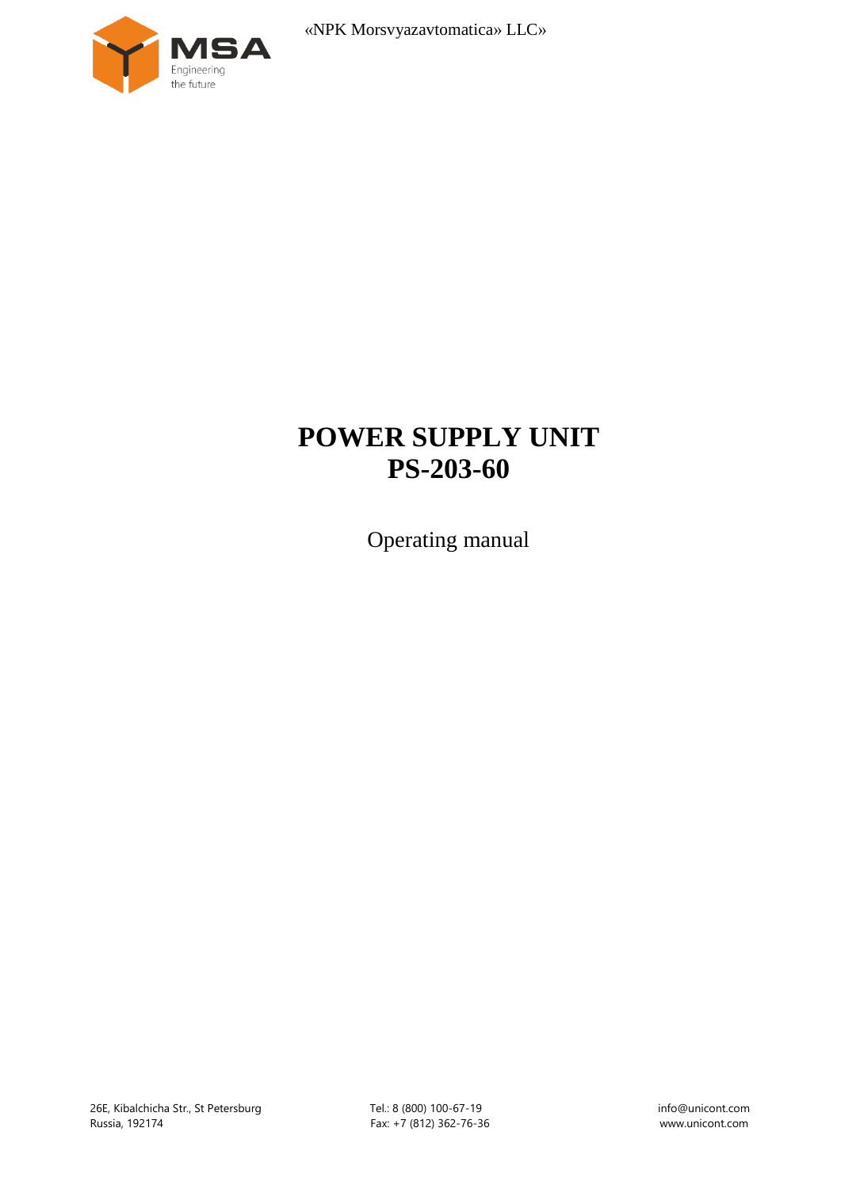«NPK Morsvyazavtomatica» LLC»

# POWER SUPPLY UNIT
# PS-203-60

Operating manual

26E, Kibalchicha Str., St Petersburg
Russia, 192174

Tel.: 8 (800) 100-67-19
Fax: +7 (812) 362-76-36

info@unicont.com
www.unicont.com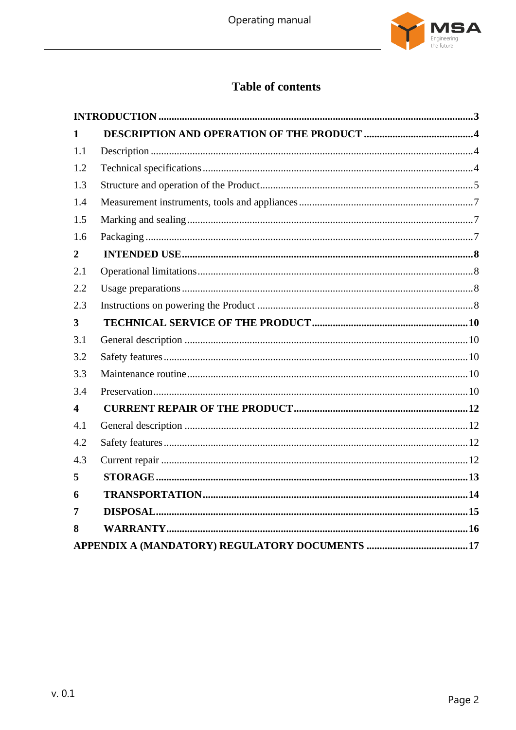# Table of contents

| | | |
|---|---|---|
| **INTRODUCTION** | | **3** |
| **1** | **DESCRIPTION AND OPERATION OF THE PRODUCT** | **4** |
| 1.1 | Description | 4 |
| 1.2 | Technical specifications | 4 |
| 1.3 | Structure and operation of the Product | 5 |
| 1.4 | Measurement instruments, tools and appliances | 7 |
| 1.5 | Marking and sealing | 7 |
| 1.6 | Packaging | 7 |
| **2** | **INTENDED USE** | **8** |
| 2.1 | Operational limitations | 8 |
| 2.2 | Usage preparations | 8 |
| 2.3 | Instructions on powering the Product | 8 |
| **3** | **TECHNICAL SERVICE OF THE PRODUCT** | **10** |
| 3.1 | General description | 10 |
| 3.2 | Safety features | 10 |
| 3.3 | Maintenance routine | 10 |
| 3.4 | Preservation | 10 |
| **4** | **CURRENT REPAIR OF THE PRODUCT** | **12** |
| 4.1 | General description | 12 |
| 4.2 | Safety features | 12 |
| 4.3 | Current repair | 12 |
| **5** | **STORAGE** | **13** |
| **6** | **TRANSPORTATION** | **14** |
| **7** | **DISPOSAL** | **15** |
| **8** | **WARRANTY** | **16** |
| **APPENDIX A (MANDATORY) REGULATORY DOCUMENTS** | | **17** |

v. 0.1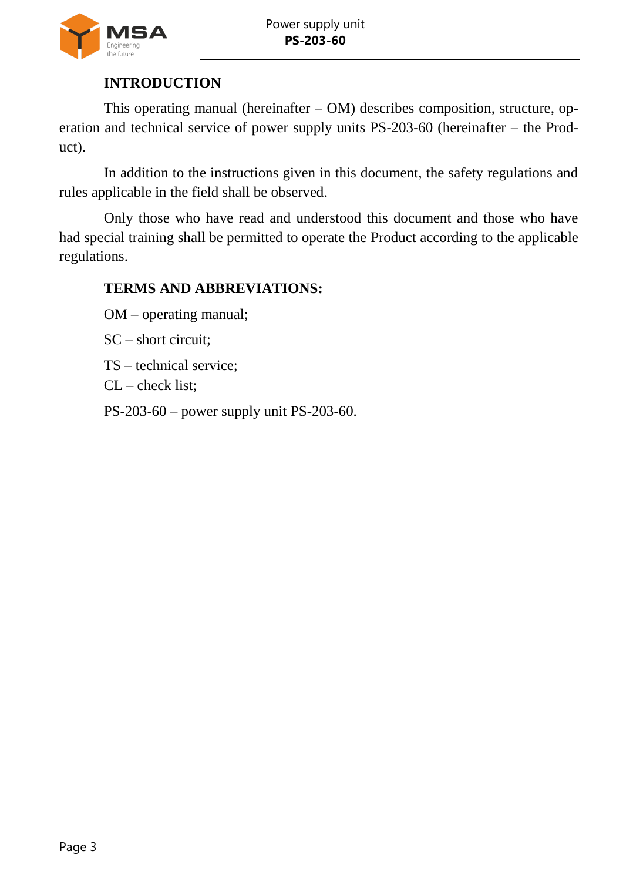## INTRODUCTION

This operating manual (hereinafter – OM) describes composition, structure, operation and technical service of power supply units PS-203-60 (hereinafter – the Product).

In addition to the instructions given in this document, the safety regulations and rules applicable in the field shall be observed.

Only those who have read and understood this document and those who have had special training shall be permitted to operate the Product according to the applicable regulations.

## TERMS AND ABBREVIATIONS:

OM – operating manual;

SC – short circuit;

TS – technical service;

CL – check list;

PS-203-60 – power supply unit PS-203-60.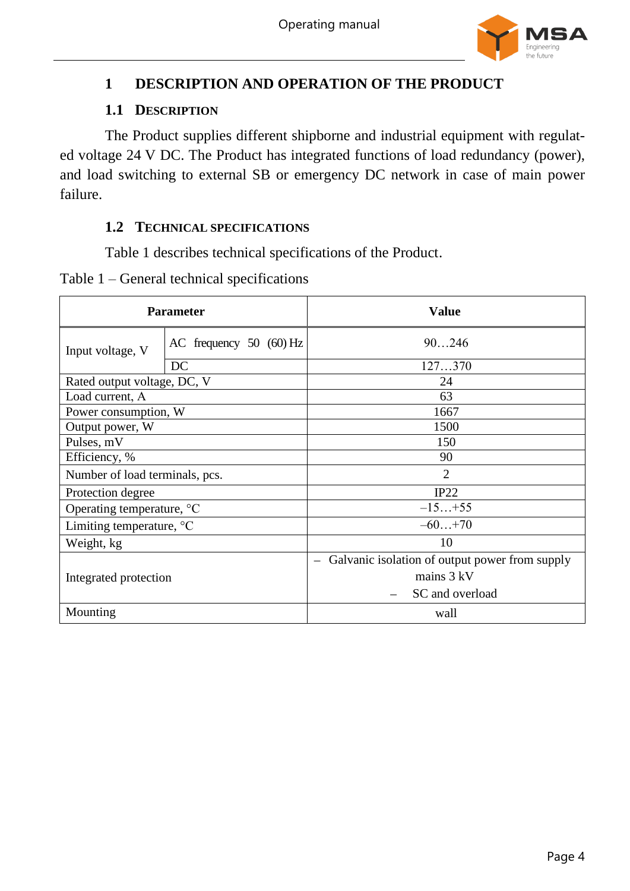# 1 DESCRIPTION AND OPERATION OF THE PRODUCT

## 1.1 Description

The Product supplies different shipborne and industrial equipment with regulated voltage 24 V DC. The Product has integrated functions of load redundancy (power), and load switching to external SB or emergency DC network in case of main power failure.

## 1.2 Technical specifications

Table 1 describes technical specifications of the Product.

Table 1 – General technical specifications

| Parameter | | Value |
|---|---|---|
| Input voltage, V | AC frequency 50 (60) Hz | 90…246 |
| | DC | 127…370 |
| Rated output voltage, DC, V | | 24 |
| Load current, A | | 63 |
| Power consumption, W | | 1667 |
| Output power, W | | 1500 |
| Pulses, mV | | 150 |
| Efficiency, % | | 90 |
| Number of load terminals, pcs. | | 2 |
| Protection degree | | IP22 |
| Operating temperature, °C | | –15…+55 |
| Limiting temperature, °C | | –60…+70 |
| Weight, kg | | 10 |
| Integrated protection | | – Galvanic isolation of output power from supply mains 3 kV<br>– SC and overload |
| Mounting | | wall |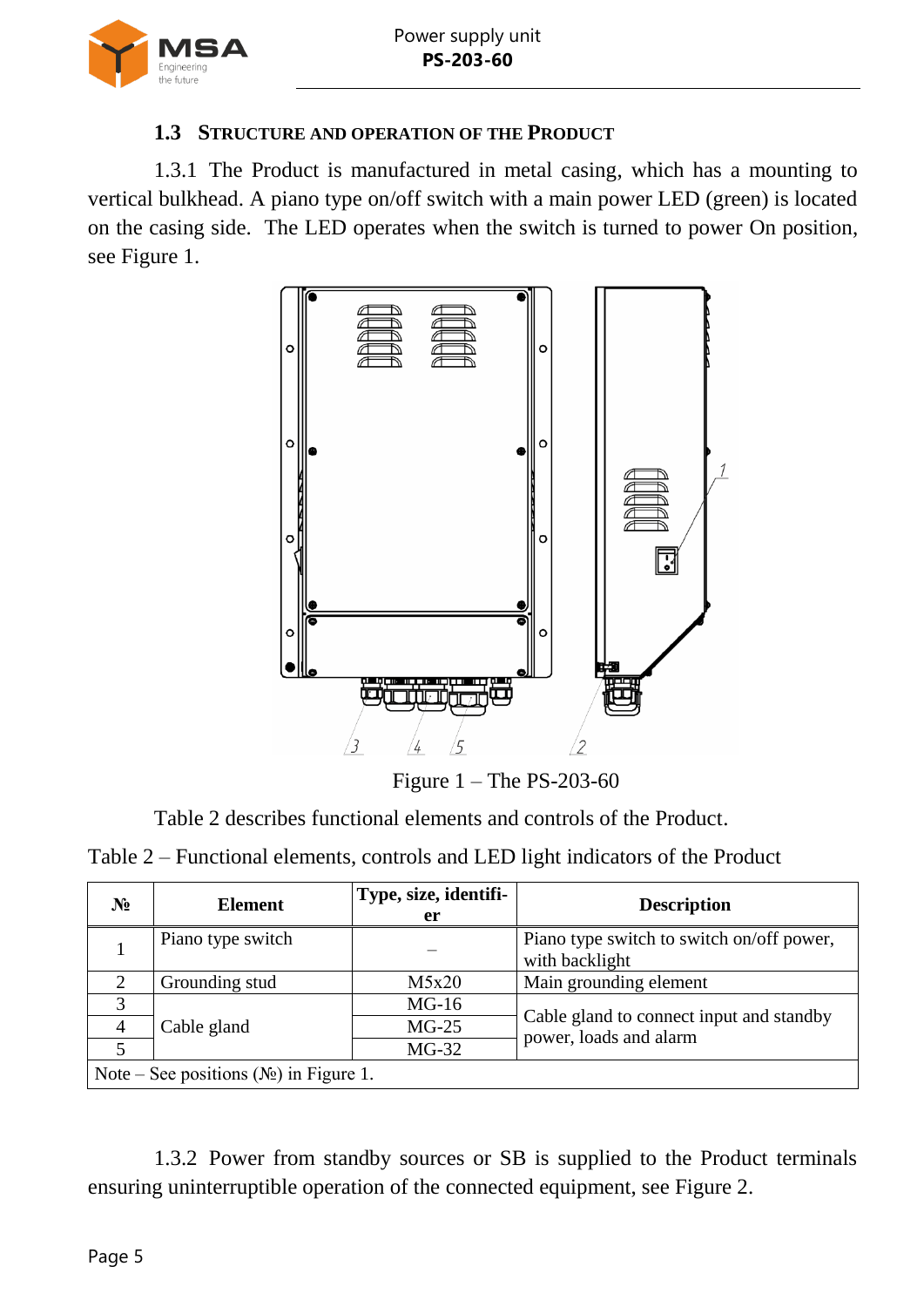### 1.3 Structure and operation of the Product

1.3.1 The Product is manufactured in metal casing, which has a mounting to vertical bulkhead. A piano type on/off switch with a main power LED (green) is located on the casing side. The LED operates when the switch is turned to power On position, see Figure 1.

Figure 1 – The PS-203-60

Table 2 describes functional elements and controls of the Product.

Table 2 – Functional elements, controls and LED light indicators of the Product

| № | Element | Type, size, identifier | Description |
|---|---|---|---|
| 1 | Piano type switch | – | Piano type switch to switch on/off power, with backlight |
| 2 | Grounding stud | M5x20 | Main grounding element |
| 3 | Cable gland | MG-16 | Cable gland to connect input and standby power, loads and alarm |
| 4 | | MG-25 | |
| 5 | | MG-32 | |
| Note – See positions (№) in Figure 1. | | | |

1.3.2 Power from standby sources or SB is supplied to the Product terminals ensuring uninterruptible operation of the connected equipment, see Figure 2.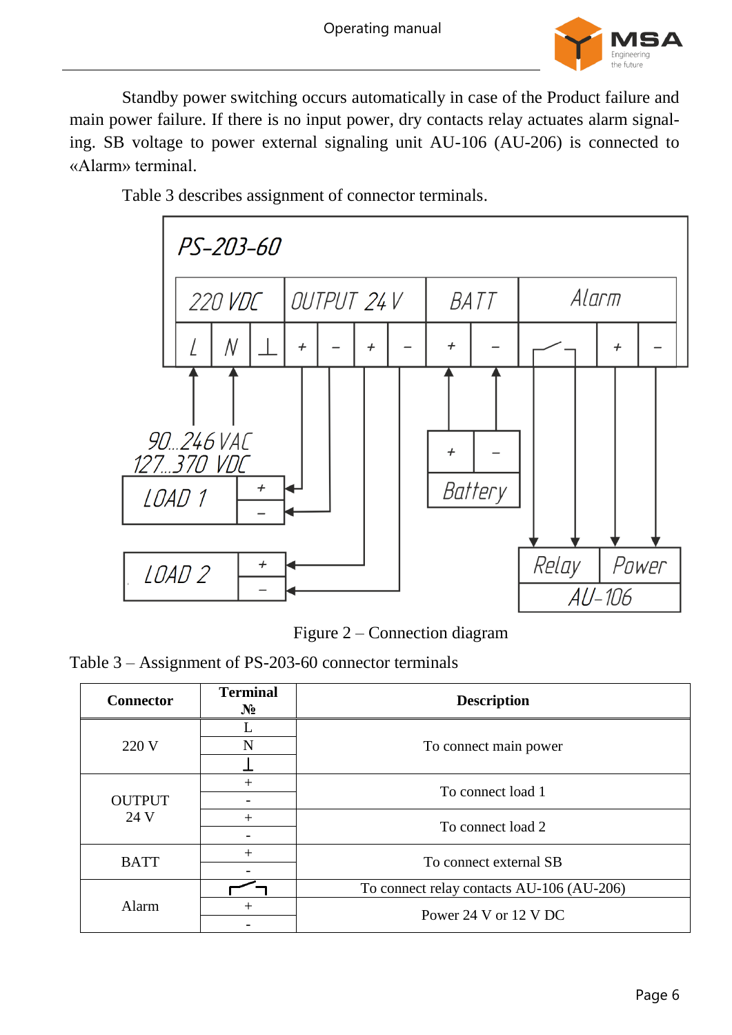Standby power switching occurs automatically in case of the Product failure and main power failure. If there is no input power, dry contacts relay actuates alarm signaling. SB voltage to power external signaling unit AU-106 (AU-206) is connected to «Alarm» terminal.

Table 3 describes assignment of connector terminals.

Figure 2 – Connection diagram

Table 3 – Assignment of PS-203-60 connector terminals

| Connector | Terminal № | Description |
|---|---|---|
| 220 V | L | To connect main power |
| | N | |
| | ⊥ | |
| OUTPUT 24 V | + | To connect load 1 |
| | - | |
| | + | To connect load 2 |
| | - | |
| BATT | + | To connect external SB |
| | - | |
| Alarm | (relay contact) | To connect relay contacts AU-106 (AU-206) |
| | + | Power 24 V or 12 V DC |
| | - | |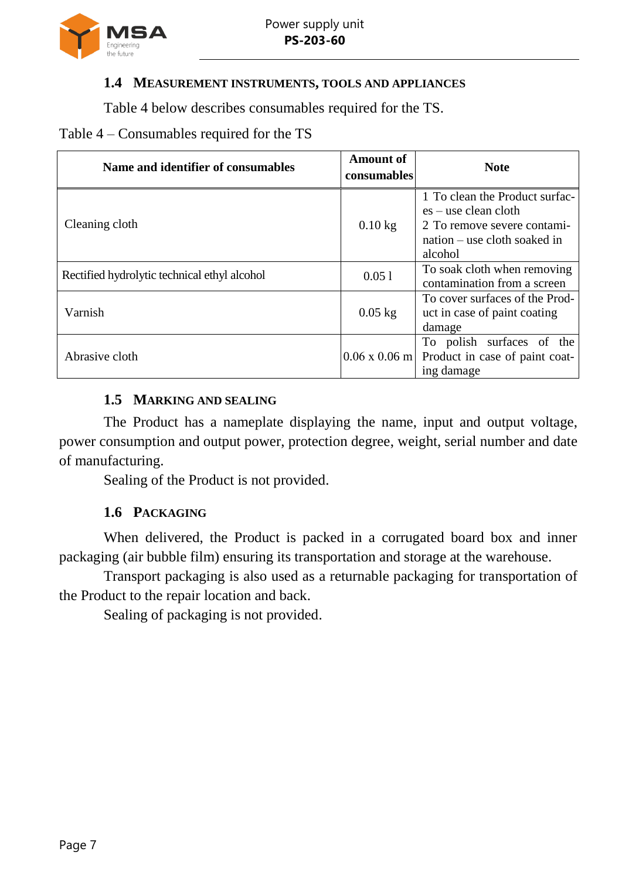## 1.4 MEASUREMENT INSTRUMENTS, TOOLS AND APPLIANCES

Table 4 below describes consumables required for the TS.

Table 4 – Consumables required for the TS

| Name and identifier of consumables | Amount of consumables | Note |
|---|---|---|
| Cleaning cloth | 0.10 kg | 1 To clean the Product surfaces – use clean cloth<br>2 To remove severe contamination – use cloth soaked in alcohol |
| Rectified hydrolytic technical ethyl alcohol | 0.05 l | To soak cloth when removing contamination from a screen |
| Varnish | 0.05 kg | To cover surfaces of the Product in case of paint coating damage |
| Abrasive cloth | 0.06 x 0.06 m | To polish surfaces of the Product in case of paint coating damage |

## 1.5 MARKING AND SEALING

The Product has a nameplate displaying the name, input and output voltage, power consumption and output power, protection degree, weight, serial number and date of manufacturing.

Sealing of the Product is not provided.

## 1.6 PACKAGING

When delivered, the Product is packed in a corrugated board box and inner packaging (air bubble film) ensuring its transportation and storage at the warehouse.

Transport packaging is also used as a returnable packaging for transportation of the Product to the repair location and back.

Sealing of packaging is not provided.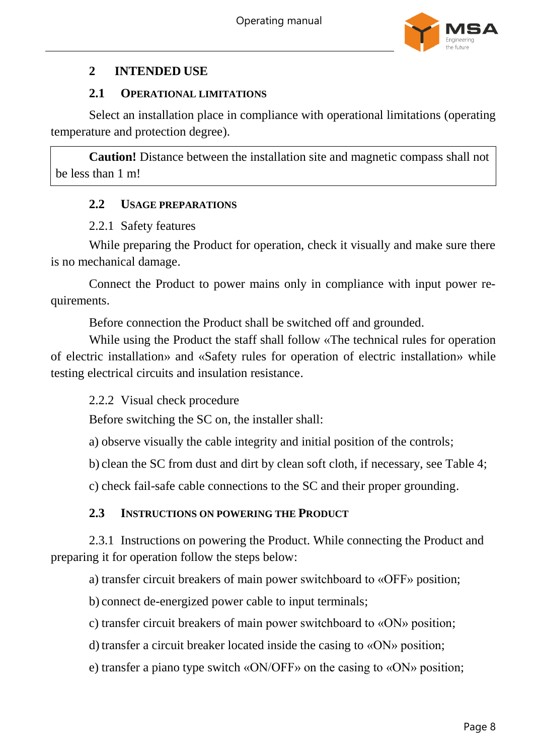## 2 INTENDED USE

### 2.1 OPERATIONAL LIMITATIONS

Select an installation place in compliance with operational limitations (operating temperature and protection degree).

> **Caution!** Distance between the installation site and magnetic compass shall not be less than 1 m!

### 2.2 USAGE PREPARATIONS

2.2.1 Safety features

While preparing the Product for operation, check it visually and make sure there is no mechanical damage.

Connect the Product to power mains only in compliance with input power requirements.

Before connection the Product shall be switched off and grounded.

While using the Product the staff shall follow «The technical rules for operation of electric installation» and «Safety rules for operation of electric installation» while testing electrical circuits and insulation resistance.

2.2.2 Visual check procedure

Before switching the SC on, the installer shall:

a) observe visually the cable integrity and initial position of the controls;

b) clean the SC from dust and dirt by clean soft cloth, if necessary, see Table 4;

c) check fail-safe cable connections to the SC and their proper grounding.

### 2.3 INSTRUCTIONS ON POWERING THE PRODUCT

2.3.1 Instructions on powering the Product. While connecting the Product and preparing it for operation follow the steps below:

a) transfer circuit breakers of main power switchboard to «OFF» position;

b) connect de-energized power cable to input terminals;

c) transfer circuit breakers of main power switchboard to «ON» position;

d) transfer a circuit breaker located inside the casing to «ON» position;

e) transfer a piano type switch «ON/OFF» on the casing to «ON» position;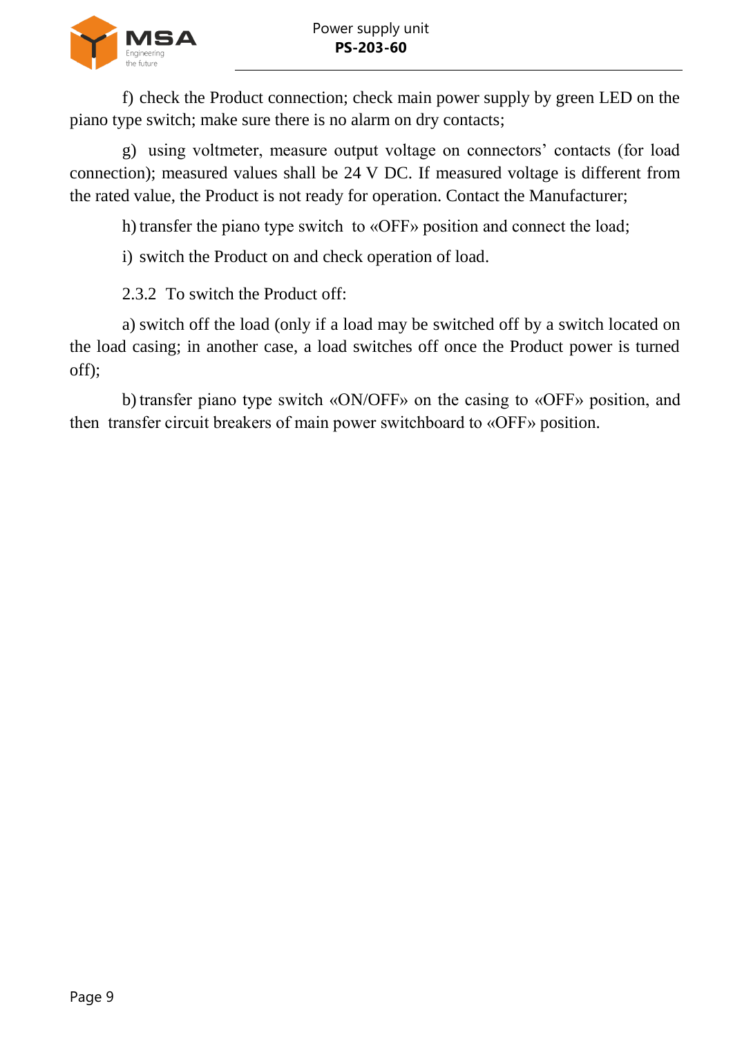f) check the Product connection; check main power supply by green LED on the piano type switch; make sure there is no alarm on dry contacts;

g) using voltmeter, measure output voltage on connectors' contacts (for load connection); measured values shall be 24 V DC. If measured voltage is different from the rated value, the Product is not ready for operation. Contact the Manufacturer;

h) transfer the piano type switch to «OFF» position and connect the load;

i) switch the Product on and check operation of load.

2.3.2 To switch the Product off:

a) switch off the load (only if a load may be switched off by a switch located on the load casing; in another case, a load switches off once the Product power is turned off);

b) transfer piano type switch «ON/OFF» on the casing to «OFF» position, and then transfer circuit breakers of main power switchboard to «OFF» position.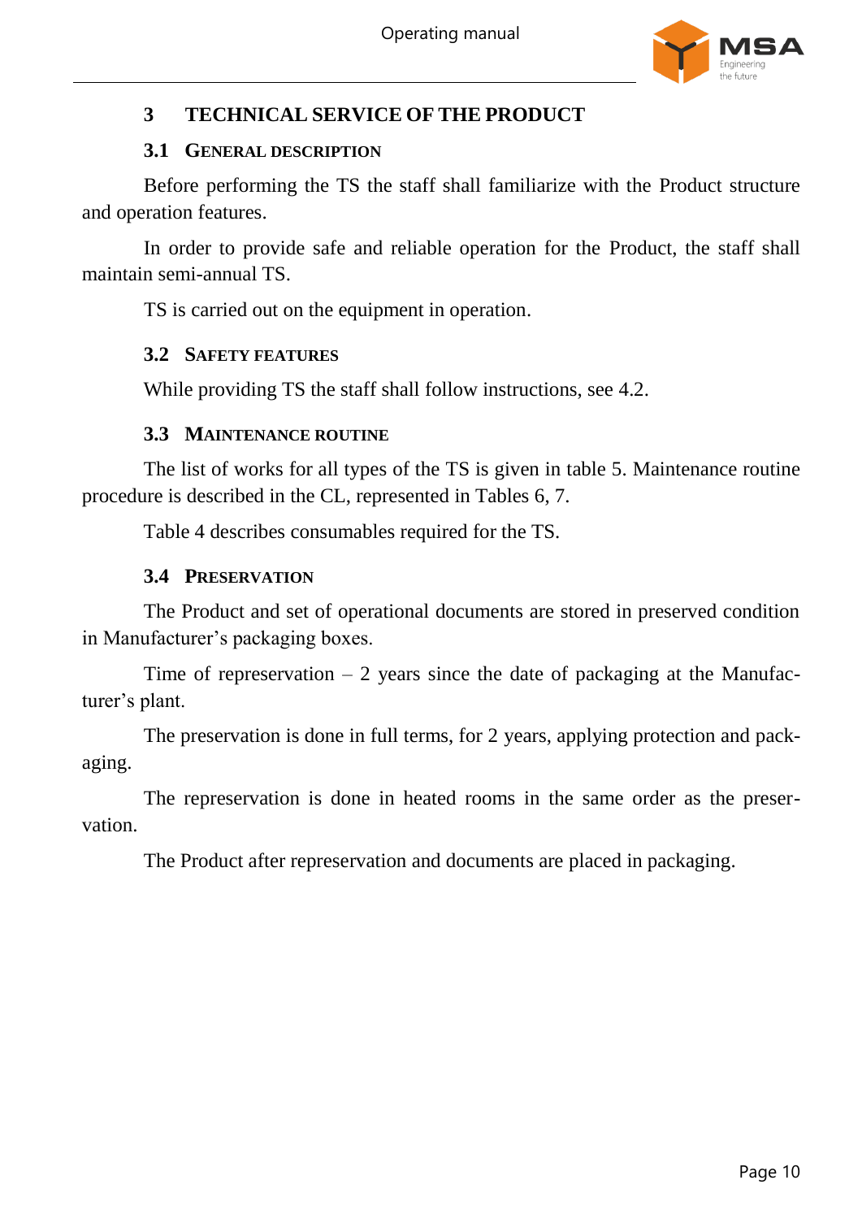# 3 TECHNICAL SERVICE OF THE PRODUCT

## 3.1 General description

Before performing the TS the staff shall familiarize with the Product structure and operation features.

In order to provide safe and reliable operation for the Product, the staff shall maintain semi-annual TS.

TS is carried out on the equipment in operation.

## 3.2 Safety features

While providing TS the staff shall follow instructions, see 4.2.

## 3.3 Maintenance routine

The list of works for all types of the TS is given in table 5. Maintenance routine procedure is described in the CL, represented in Tables 6, 7.

Table 4 describes consumables required for the TS.

## 3.4 Preservation

The Product and set of operational documents are stored in preserved condition in Manufacturer's packaging boxes.

Time of represervation – 2 years since the date of packaging at the Manufacturer's plant.

The preservation is done in full terms, for 2 years, applying protection and packaging.

The represervation is done in heated rooms in the same order as the preservation.

The Product after represervation and documents are placed in packaging.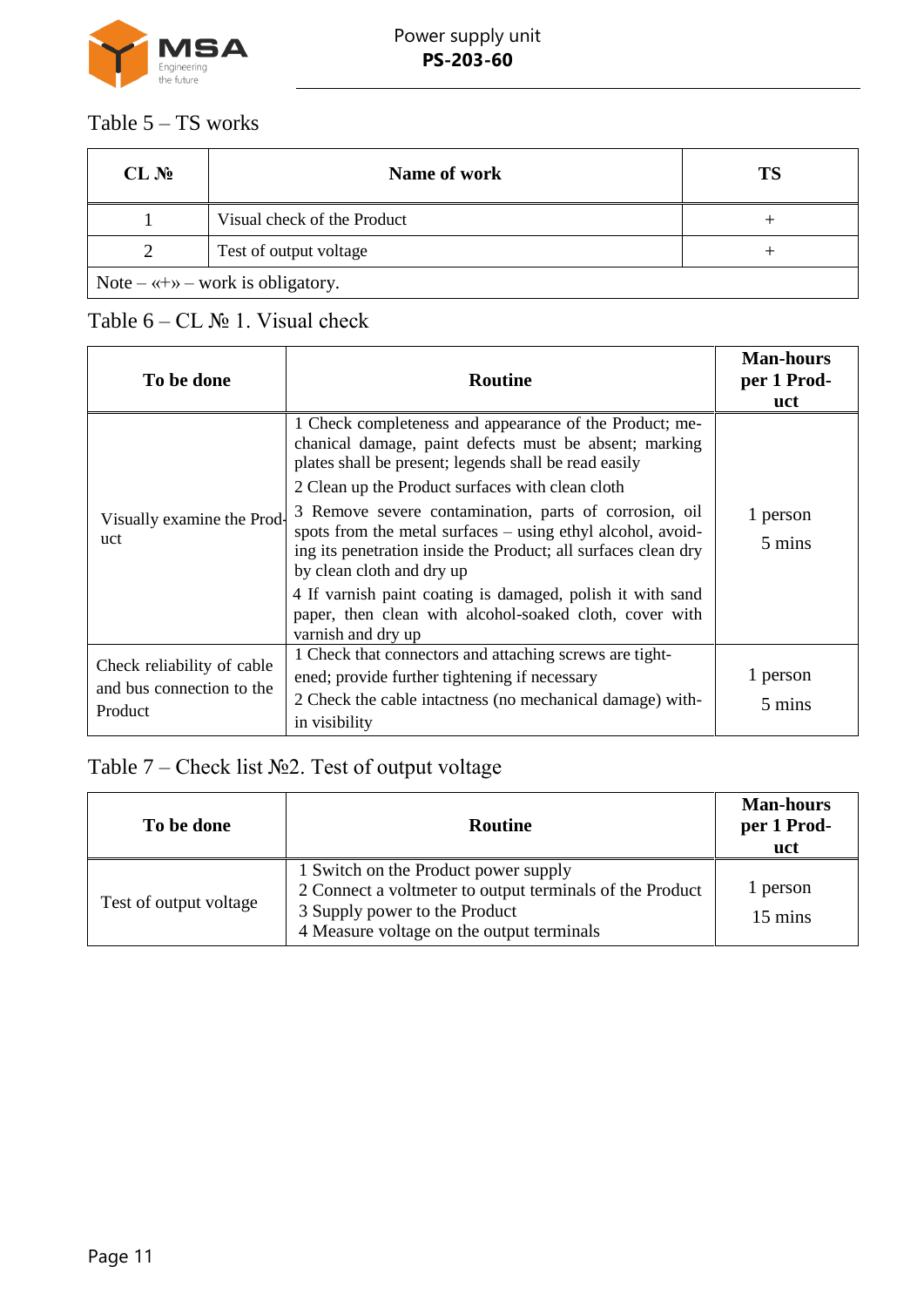Table 5 – TS works

| CL № | Name of work | TS |
|---|---|---|
| 1 | Visual check of the Product | + |
| 2 | Test of output voltage | + |
| Note – «+» – work is obligatory. | | |

Table 6 – CL № 1. Visual check

| To be done | Routine | Man-hours per 1 Product |
|---|---|---|
| Visually examine the Product | 1 Check completeness and appearance of the Product; mechanical damage, paint defects must be absent; marking plates shall be present; legends shall be read easily<br>2 Clean up the Product surfaces with clean cloth<br>3 Remove severe contamination, parts of corrosion, oil spots from the metal surfaces – using ethyl alcohol, avoiding its penetration inside the Product; all surfaces clean dry by clean cloth and dry up<br>4 If varnish paint coating is damaged, polish it with sand paper, then clean with alcohol-soaked cloth, cover with varnish and dry up | 1 person<br>5 mins |
| Check reliability of cable and bus connection to the Product | 1 Check that connectors and attaching screws are tightened; provide further tightening if necessary<br>2 Check the cable intactness (no mechanical damage) within visibility | 1 person<br>5 mins |

Table 7 – Check list №2. Test of output voltage

| To be done | Routine | Man-hours per 1 Product |
|---|---|---|
| Test of output voltage | 1 Switch on the Product power supply<br>2 Connect a voltmeter to output terminals of the Product<br>3 Supply power to the Product<br>4 Measure voltage on the output terminals | 1 person<br>15 mins |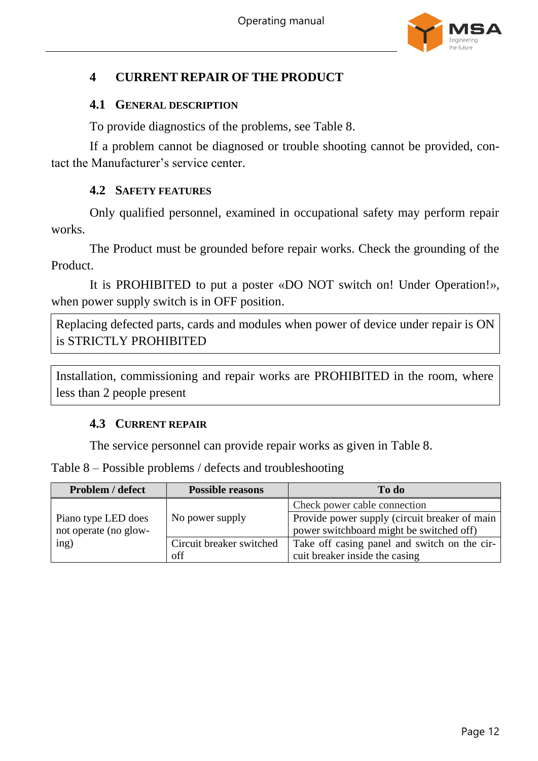# 4 CURRENT REPAIR OF THE PRODUCT

## 4.1 GENERAL DESCRIPTION

To provide diagnostics of the problems, see Table 8.

If a problem cannot be diagnosed or trouble shooting cannot be provided, contact the Manufacturer's service center.

## 4.2 SAFETY FEATURES

Only qualified personnel, examined in occupational safety may perform repair works.

The Product must be grounded before repair works. Check the grounding of the Product.

It is PROHIBITED to put a poster «DO NOT switch on! Under Operation!», when power supply switch is in OFF position.

| Replacing defected parts, cards and modules when power of device under repair is ON is STRICTLY PROHIBITED |
|---|

| Installation, commissioning and repair works are PROHIBITED in the room, where less than 2 people present |
|---|

## 4.3 CURRENT REPAIR

The service personnel can provide repair works as given in Table 8.

Table 8 – Possible problems / defects and troubleshooting

| Problem / defect | Possible reasons | To do |
|---|---|---|
| Piano type LED does not operate (no glowing) | No power supply | Check power cable connection |
| | | Provide power supply (circuit breaker of main power switchboard might be switched off) |
| | Circuit breaker switched off | Take off casing panel and switch on the circuit breaker inside the casing |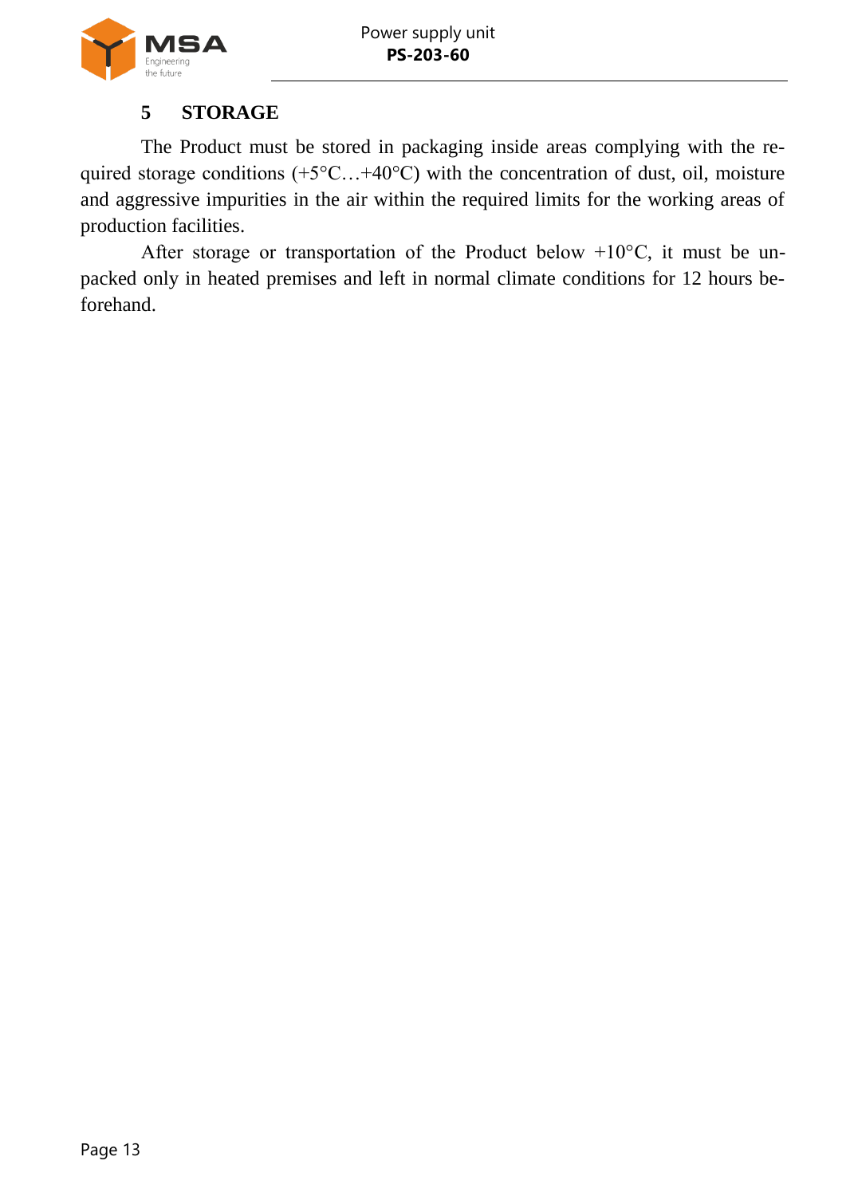# 5 STORAGE

The Product must be stored in packaging inside areas complying with the required storage conditions (+5°C…+40°C) with the concentration of dust, oil, moisture and aggressive impurities in the air within the required limits for the working areas of production facilities.

After storage or transportation of the Product below +10°C, it must be unpacked only in heated premises and left in normal climate conditions for 12 hours beforehand.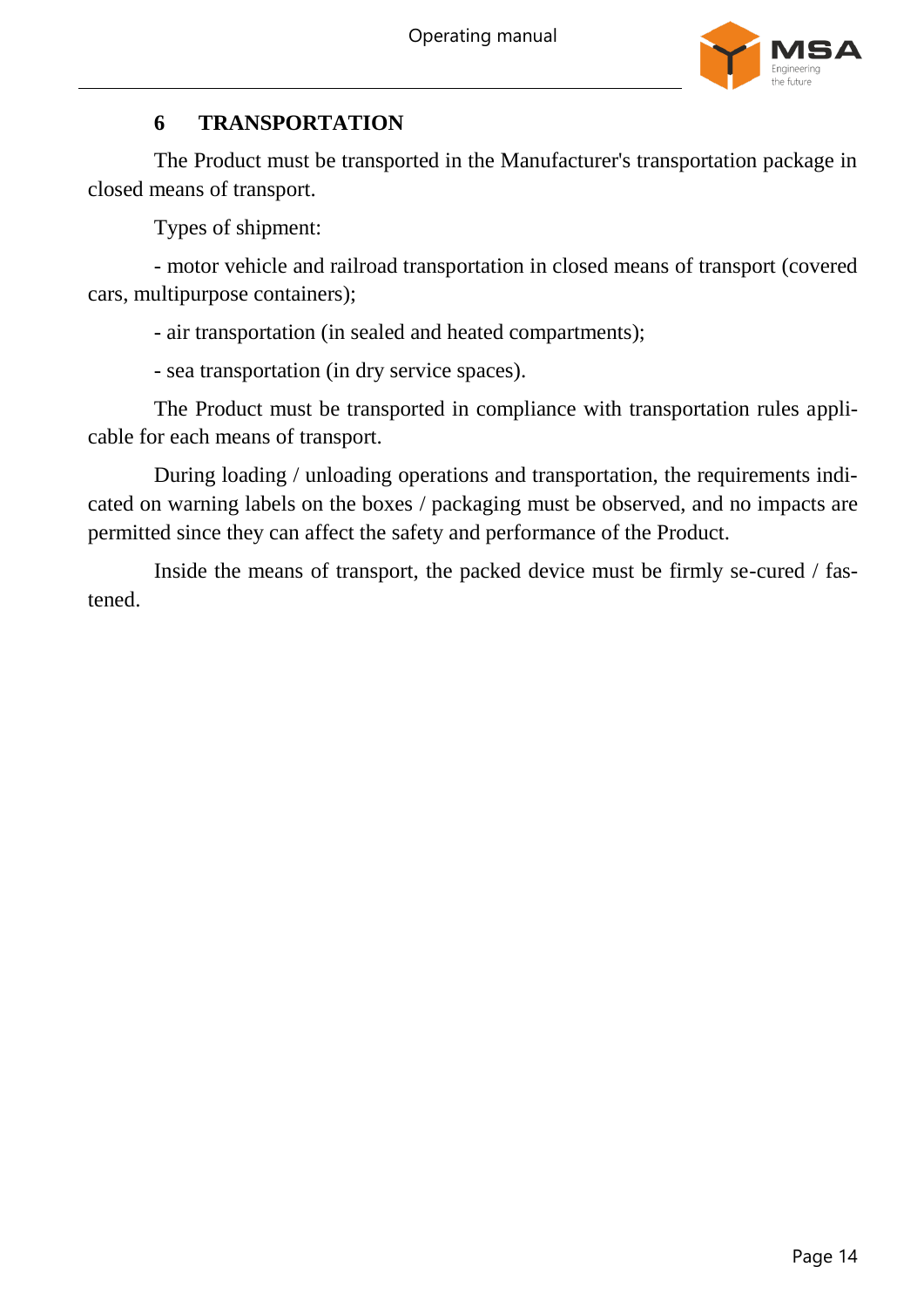# 6 TRANSPORTATION

The Product must be transported in the Manufacturer's transportation package in closed means of transport.

Types of shipment:

- motor vehicle and railroad transportation in closed means of transport (covered cars, multipurpose containers);
- air transportation (in sealed and heated compartments);
- sea transportation (in dry service spaces).

The Product must be transported in compliance with transportation rules applicable for each means of transport.

During loading / unloading operations and transportation, the requirements indicated on warning labels on the boxes / packaging must be observed, and no impacts are permitted since they can affect the safety and performance of the Product.

Inside the means of transport, the packed device must be firmly se-cured / fastened.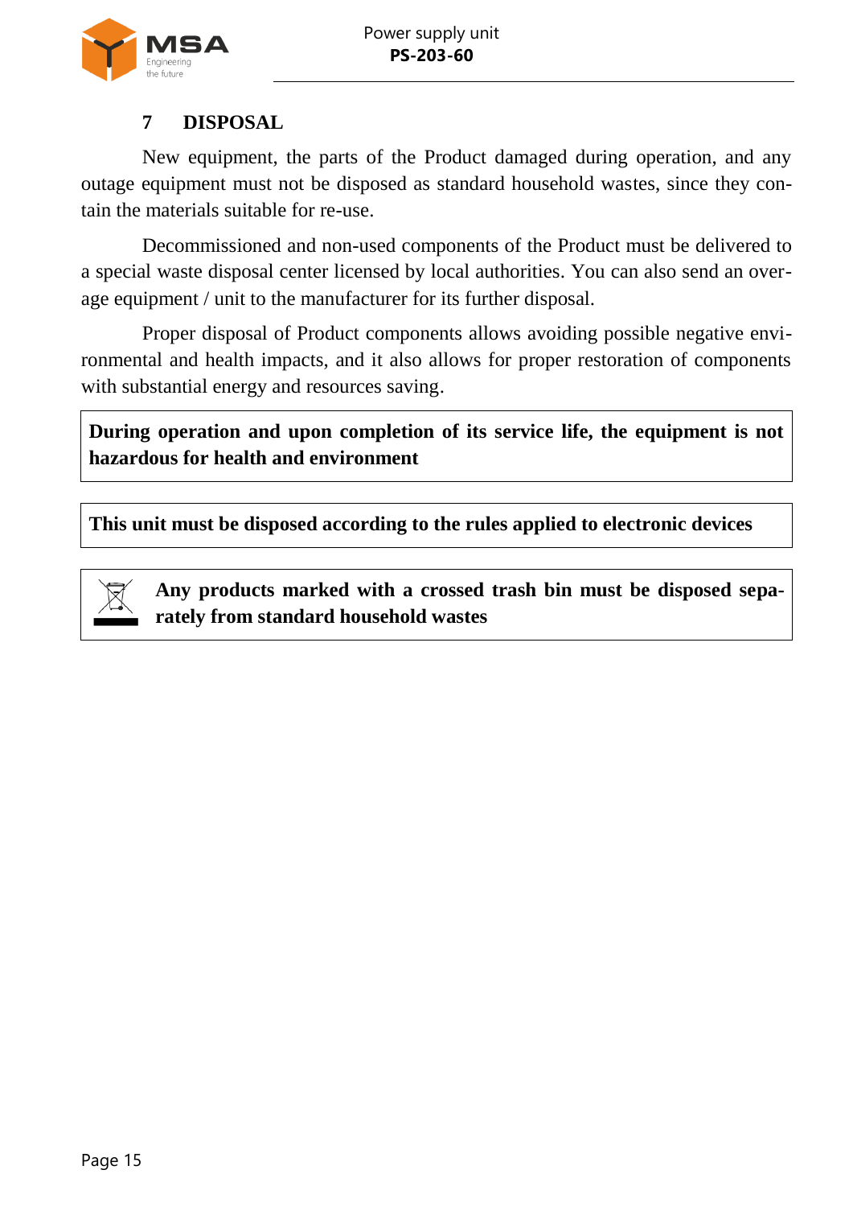## 7 DISPOSAL

New equipment, the parts of the Product damaged during operation, and any outage equipment must not be disposed as standard household wastes, since they contain the materials suitable for re-use.

Decommissioned and non-used components of the Product must be delivered to a special waste disposal center licensed by local authorities. You can also send an overage equipment / unit to the manufacturer for its further disposal.

Proper disposal of Product components allows avoiding possible negative environmental and health impacts, and it also allows for proper restoration of components with substantial energy and resources saving.

**During operation and upon completion of its service life, the equipment is not hazardous for health and environment**

**This unit must be disposed according to the rules applied to electronic devices**

**Any products marked with a crossed trash bin must be disposed separately from standard household wastes**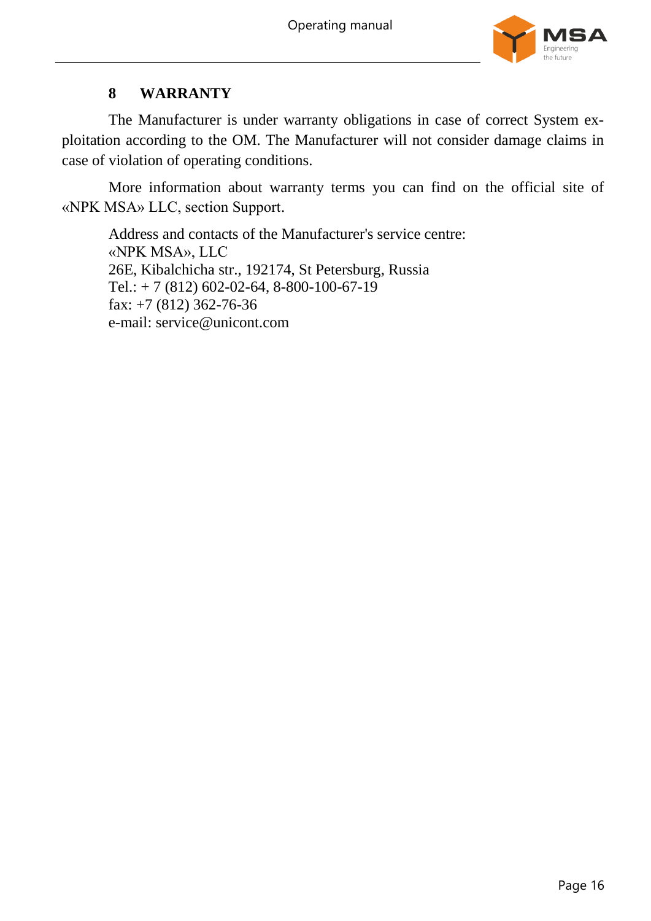# 8 WARRANTY

The Manufacturer is under warranty obligations in case of correct System exploitation according to the OM. The Manufacturer will not consider damage claims in case of violation of operating conditions.

More information about warranty terms you can find on the official site of «NPK MSA» LLC, section Support.

Address and contacts of the Manufacturer's service centre:  
«NPK MSA», LLC  
26E, Kibalchicha str., 192174, St Petersburg, Russia  
Tel.: + 7 (812) 602-02-64, 8-800-100-67-19  
fax: +7 (812) 362-76-36  
e-mail: service@unicont.com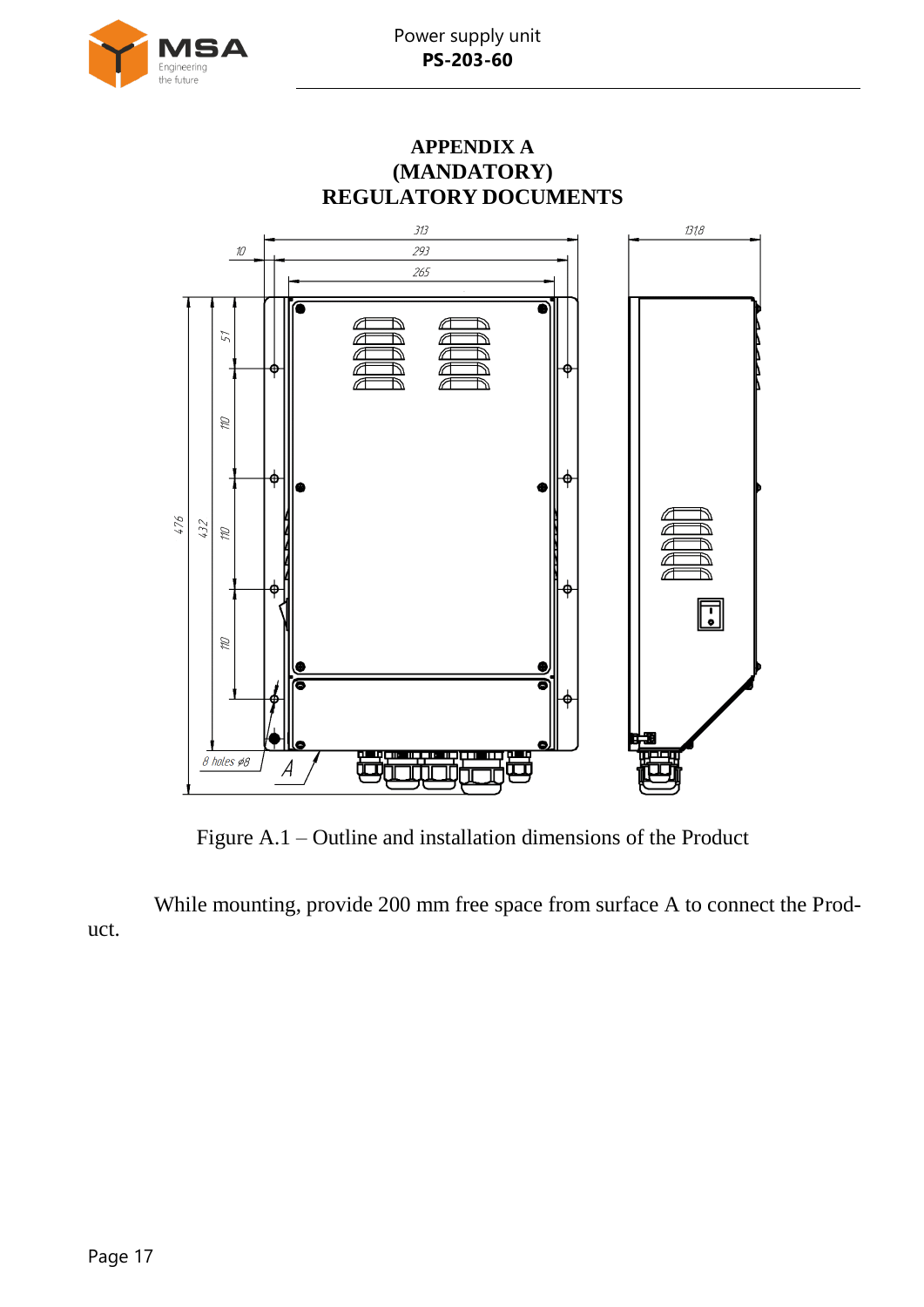# APPENDIX A
# (MANDATORY)
# REGULATORY DOCUMENTS

313
293
265
10
131.8
51
110
110
110
476
432
8 holes ø8
A

Figure A.1 – Outline and installation dimensions of the Product

While mounting, provide 200 mm free space from surface A to connect the Product.